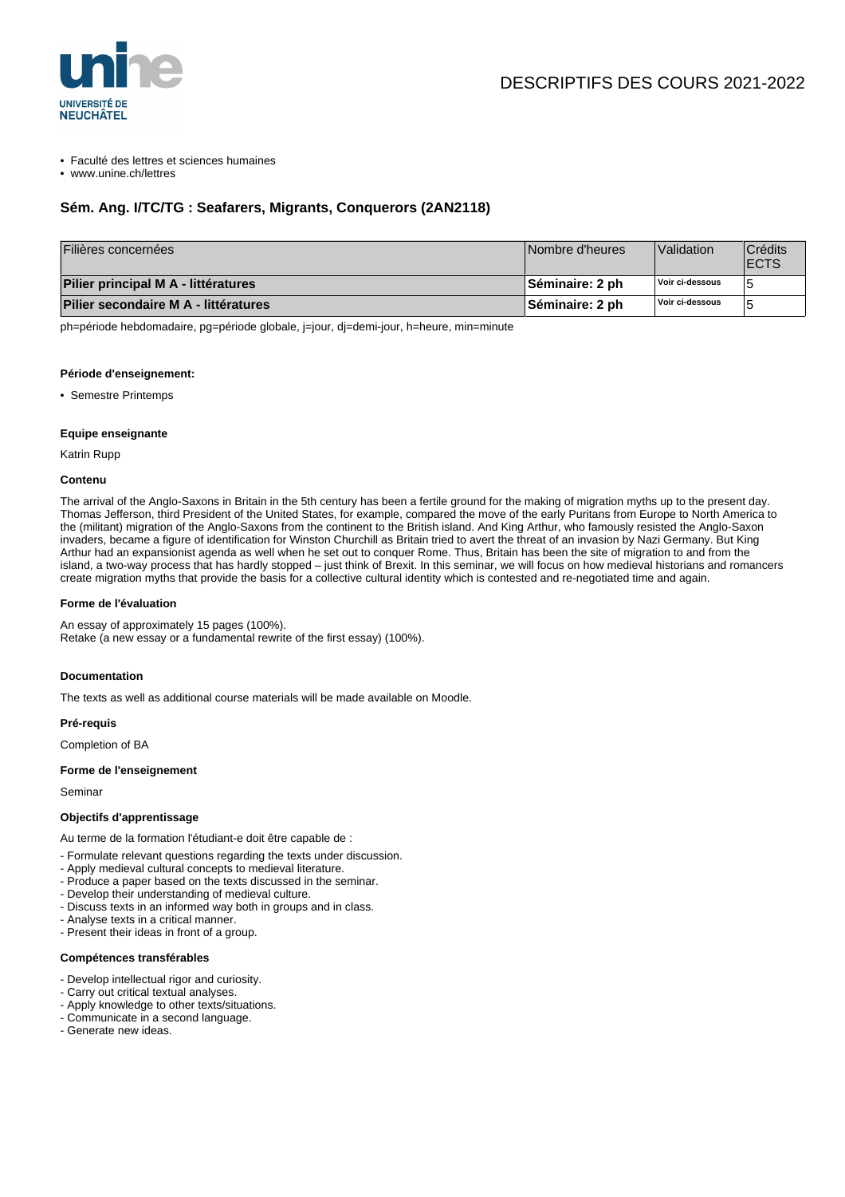# DESCRIPTIFS DES COURS 2021-2022

- Faculté des lettres et sciences humaines
- www.unine.ch/lettres

## Sém. Ang. I/TC/TG : Seafarers, Migrants, Conquerors (2AN2118)

| Filières concernées | Nombre d'heures | Validation | Crédits ECTS |
| --- | --- | --- | --- |
| **Pilier principal M A - littératures** | **Séminaire: 2 ph** | **Voir ci-dessous** | 5 |
| **Pilier secondaire M A - littératures** | **Séminaire: 2 ph** | **Voir ci-dessous** | 5 |

ph=période hebdomadaire, pg=période globale, j=jour, dj=demi-jour, h=heure, min=minute

#### Période d'enseignement:

- Semestre Printemps

#### Equipe enseignante

Katrin Rupp

#### Contenu

The arrival of the Anglo-Saxons in Britain in the 5th century has been a fertile ground for the making of migration myths up to the present day. Thomas Jefferson, third President of the United States, for example, compared the move of the early Puritans from Europe to North America to the (militant) migration of the Anglo-Saxons from the continent to the British island. And King Arthur, who famously resisted the Anglo-Saxon invaders, became a figure of identification for Winston Churchill as Britain tried to avert the threat of an invasion by Nazi Germany. But King Arthur had an expansionist agenda as well when he set out to conquer Rome. Thus, Britain has been the site of migration to and from the island, a two-way process that has hardly stopped – just think of Brexit. In this seminar, we will focus on how medieval historians and romancers create migration myths that provide the basis for a collective cultural identity which is contested and re-negotiated time and again.

#### Forme de l'évaluation

An essay of approximately 15 pages (100%).
Retake (a new essay or a fundamental rewrite of the first essay) (100%).

#### Documentation

The texts as well as additional course materials will be made available on Moodle.

#### Pré-requis

Completion of BA

#### Forme de l'enseignement

Seminar

#### Objectifs d'apprentissage

Au terme de la formation l'étudiant-e doit être capable de :

- Formulate relevant questions regarding the texts under discussion.
- Apply medieval cultural concepts to medieval literature.
- Produce a paper based on the texts discussed in the seminar.
- Develop their understanding of medieval culture.
- Discuss texts in an informed way both in groups and in class.
- Analyse texts in a critical manner.
- Present their ideas in front of a group.

#### Compétences transférables

- Develop intellectual rigor and curiosity.
- Carry out critical textual analyses.
- Apply knowledge to other texts/situations.
- Communicate in a second language.
- Generate new ideas.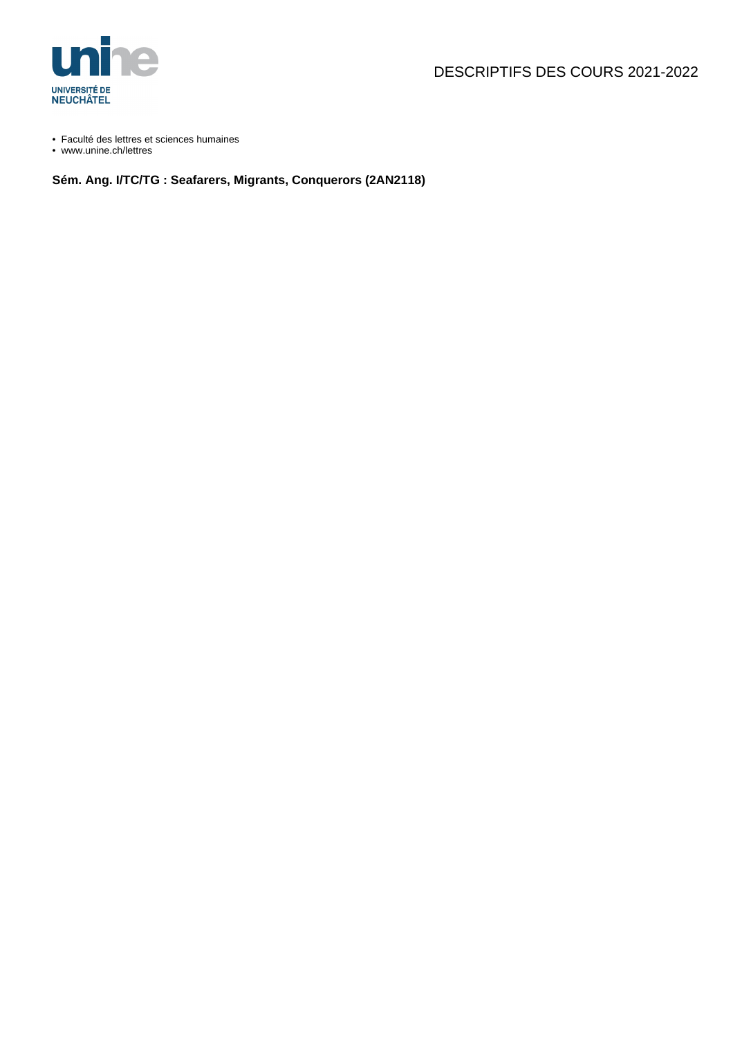- Faculté des lettres et sciences humaines
- www.unine.ch/lettres

**Sém. Ang. I/TC/TG : Seafarers, Migrants, Conquerors (2AN2118)**